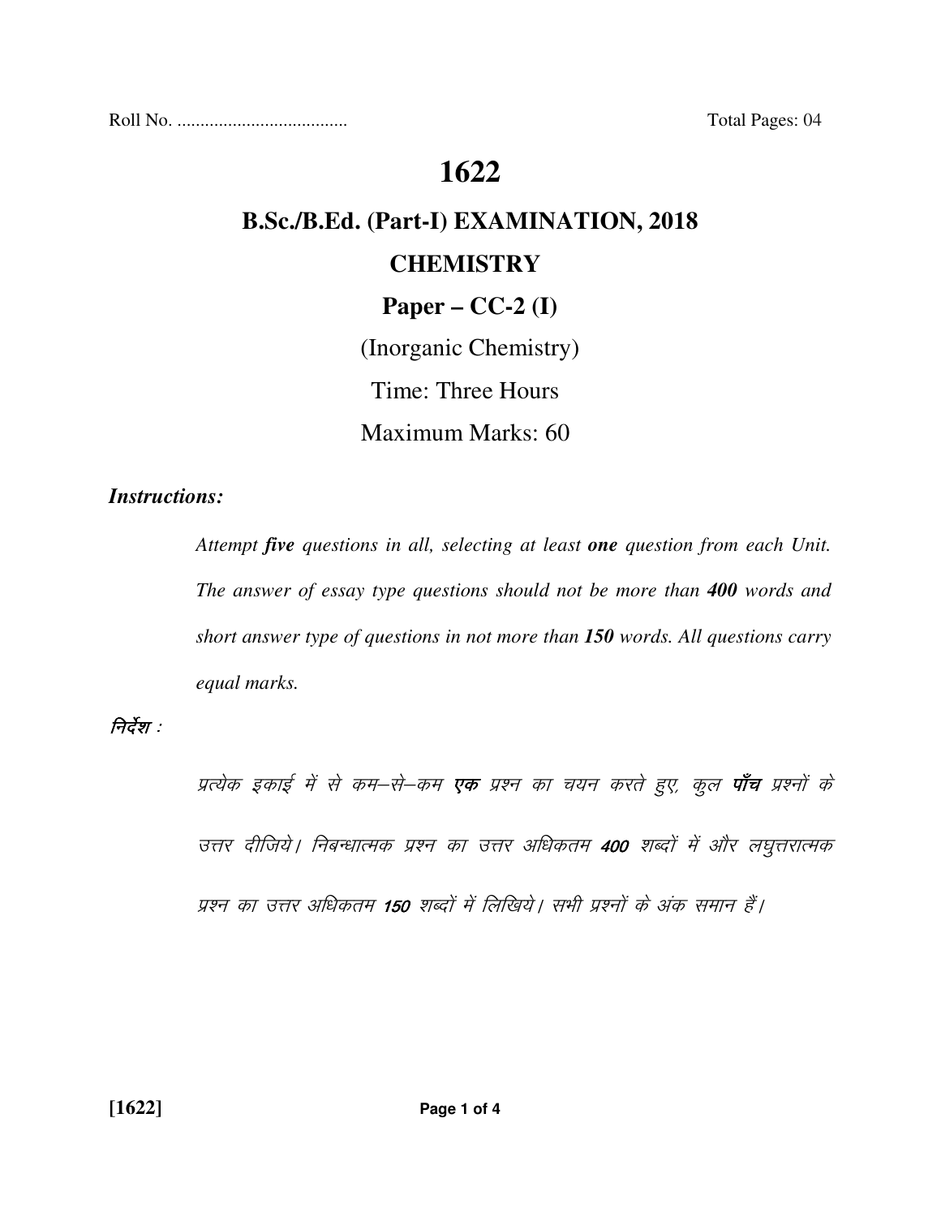Roll No. ..................................... Total Pages: 04

# 1622

## B.Sc./B.Ed. (Part-I) EXAMINATION, 2018

## CHEMISTRY

### Paper – CC-2 (I)

(Inorganic Chemistry)

Time: Three Hours

Maximum Marks: 60

***Instructions:***

*Attempt* ***five*** *questions in all, selecting at least* ***one*** *question from each Unit. The answer of essay type questions should not be more than* ***400*** *words and short answer type of questions in not more than* ***150*** *words. All questions carry equal marks.*

*निर्देश :*

*प्रत्येक इकाई में से कम–से–कम* ***एक*** *प्रश्न का चयन करते हुए, कुल* ***पाँच*** *प्रश्नों के उत्तर दीजिये। निबन्धात्मक प्रश्न का उत्तर अधिकतम* ***400*** *शब्दों में और लघुत्तरात्मक प्रश्न का उत्तर अधिकतम* ***150*** *शब्दों में लिखिये। सभी प्रश्नों के अंक समान हैं।*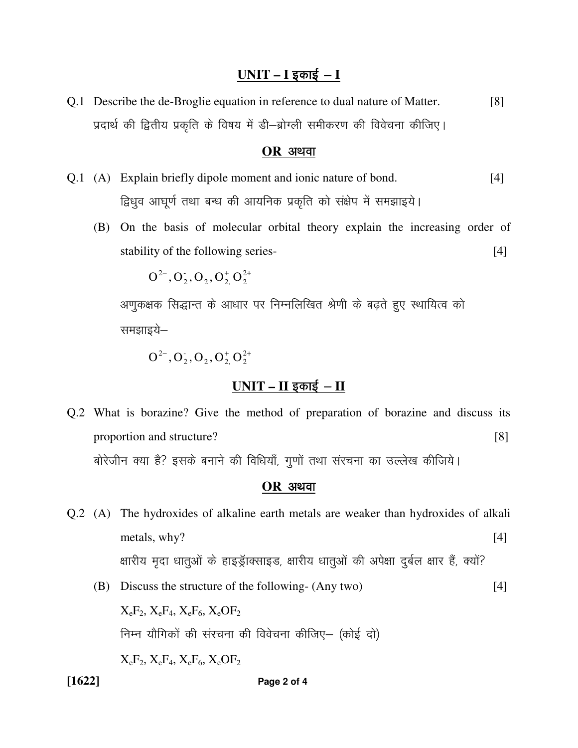## UNIT – I इकाई – I

Q.1 Describe the de-Broglie equation in reference to dual nature of Matter. [8]

प्रदार्थ की द्वितीय प्रकृति के विषय में डी–ब्रोग्ली समीकरण की विवेचना कीजिए।

**OR अथवा**

Q.1 (A) Explain briefly dipole moment and ionic nature of bond. [4]

द्विधुव आघूर्ण तथा बन्ध की आयनिक प्रकृति को संक्षेप में समझाइये।

(B) On the basis of molecular orbital theory explain the increasing order of stability of the following series- [4]

$O^{2-}, O_2^-, O_2, O_2^+, O_2^{2+}$

अणुकक्षक सिद्धान्त के आधार पर निम्नलिखित श्रेणी के बढ़ते हुए स्थायित्व को समझाइये–

$O^{2-}, O_2^-, O_2, O_2^+, O_2^{2+}$

## UNIT – II इकाई – II

Q.2 What is borazine? Give the method of preparation of borazine and discuss its proportion and structure? [8]

बोरेजीन क्या है? इसके बनाने की विधियाँ, गुणों तथा संरचना का उल्लेख कीजिये।

**OR अथवा**

Q.2 (A) The hydroxides of alkaline earth metals are weaker than hydroxides of alkali metals, why? [4]

क्षारीय मृदा धातुओं के हाइड्रॉक्साइड, क्षारीय धातुओं की अपेक्षा दुर्बल क्षार हैं, क्यों?

(B) Discuss the structure of the following- (Any two) [4]

$X_eF_2$, $X_eF_4$, $X_eF_6$, $X_eOF_2$

निम्न यौगिकों की संरचना की विवेचना कीजिए– (कोई दो)

$X_eF_2$, $X_eF_4$, $X_eF_6$, $X_eOF_2$

**[1622]**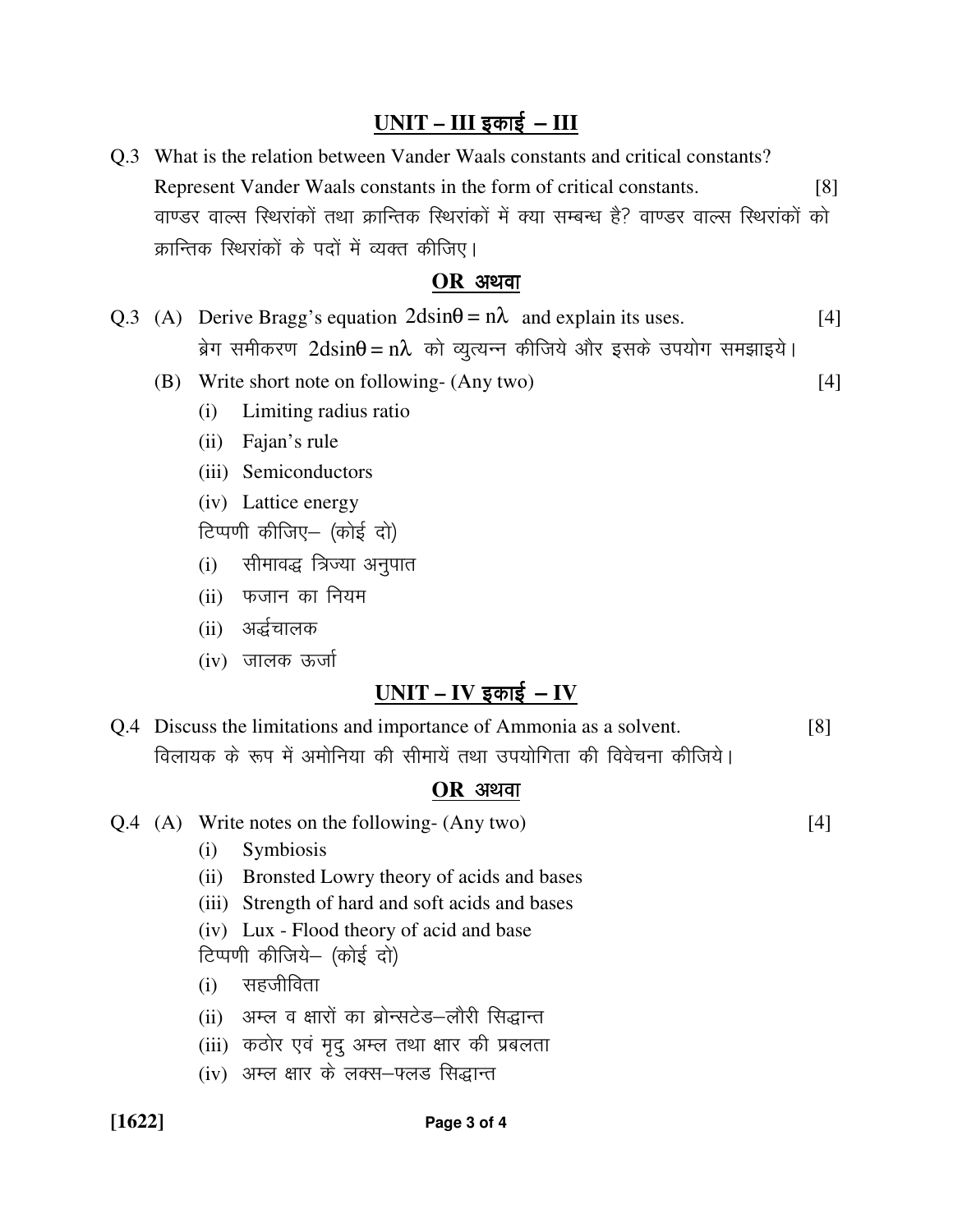## UNIT – III इकाई – III

Q.3 What is the relation between Vander Waals constants and critical constants? Represent Vander Waals constants in the form of critical constants. [8]

वाण्डर वाल्स स्थिरांकों तथा क्रान्तिक स्थिरांकों में क्या सम्बन्ध है? वाण्डर वाल्स स्थिरांकों को क्रान्तिक स्थिरांकों के पदों में व्यक्त कीजिए।

### OR अथवा

Q.3 (A) Derive Bragg's equation $2d\sin\theta = n\lambda$ and explain its uses. [4]

ब्रेग समीकरण $2d\sin\theta = n\lambda$ को व्युत्पन्न कीजिये और इसके उपयोग समझाइये।

(B) Write short note on following- (Any two) [4]

- (i) Limiting radius ratio
- (ii) Fajan's rule
- (iii) Semiconductors
- (iv) Lattice energy

टिप्पणी कीजिए– (कोई दो)

- (i) सीमावद्ध त्रिज्या अनुपात
- (ii) फजान का नियम
- (ii) अर्द्धचालक
- (iv) जालक ऊर्जा

## UNIT – IV इकाई – IV

Q.4 Discuss the limitations and importance of Ammonia as a solvent. [8]

विलायक के रूप में अमोनिया की सीमायें तथा उपयोगिता की विवेचना कीजिये।

### OR अथवा

Q.4 (A) Write notes on the following- (Any two) [4]

- (i) Symbiosis
- (ii) Bronsted Lowry theory of acids and bases
- (iii) Strength of hard and soft acids and bases
- (iv) Lux - Flood theory of acid and base

टिप्पणी कीजिये– (कोई दो)

- (i) सहजीविता
- (ii) अम्ल व क्षारों का ब्रोन्सटेड–लौरी सिद्धान्त
- (iii) कठोर एवं मृदु अम्ल तथा क्षार की प्रबलता
- (iv) अम्ल क्षार के लक्स–फ्लड सिद्धान्त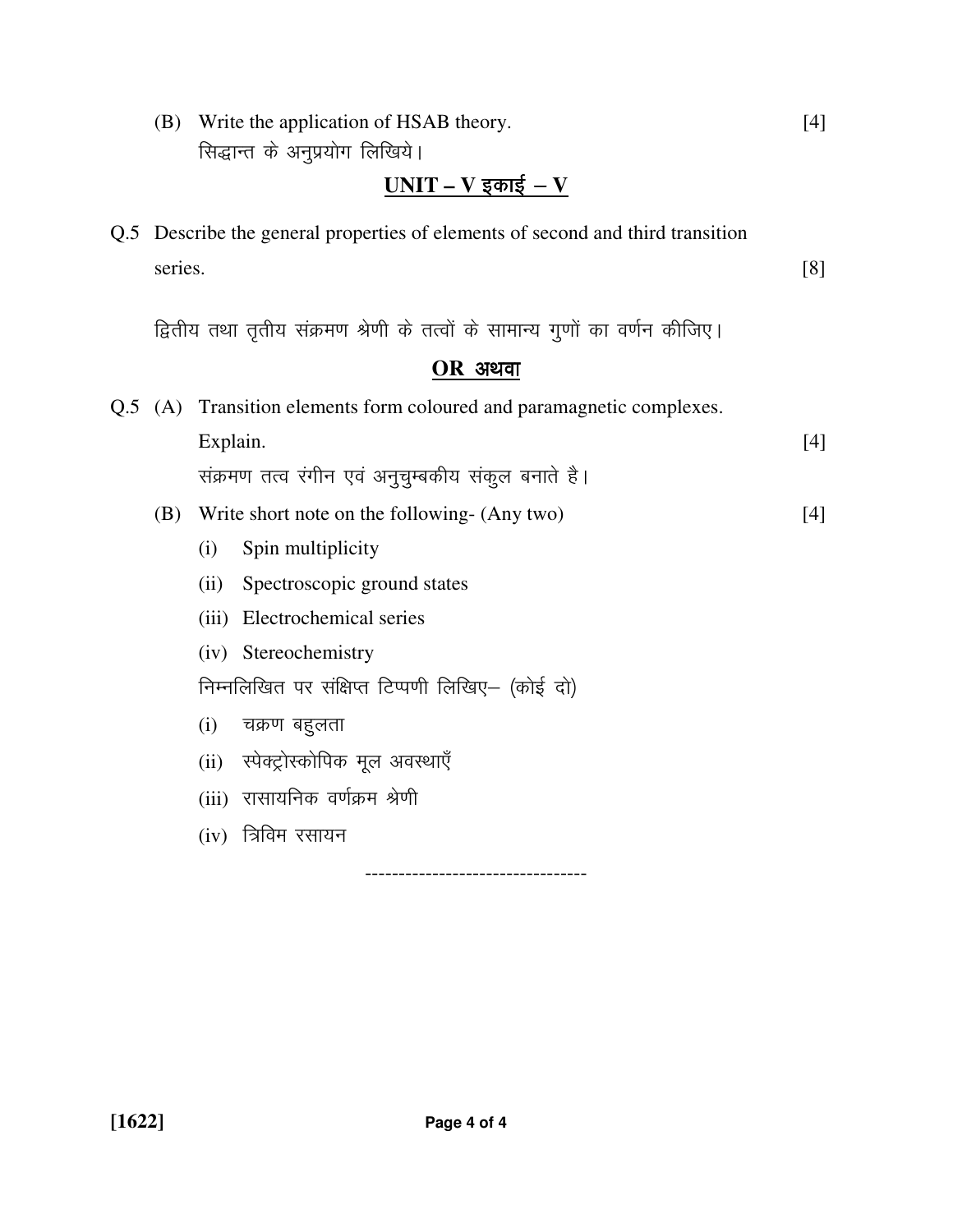(B) Write the application of HSAB theory. [4]

सिद्धान्त के अनुप्रयोग लिखिये।

## UNIT – V इकाई – V

Q.5 Describe the general properties of elements of second and third transition series. [8]

द्वितीय तथा तृतीय संक्रमण श्रेणी के तत्वों के सामान्य गुणों का वर्णन कीजिए।

## OR अथवा

Q.5 (A) Transition elements form coloured and paramagnetic complexes. Explain. [4]

संक्रमण तत्व रंगीन एवं अनुचुम्बकीय संकुल बनाते है।

(B) Write short note on the following- (Any two) [4]

- (i) Spin multiplicity
- (ii) Spectroscopic ground states
- (iii) Electrochemical series
- (iv) Stereochemistry

निम्नलिखित पर संक्षिप्त टिप्पणी लिखिए– (कोई दो)

- (i) चक्रण बहुलता
- (ii) स्पेक्ट्रोस्कोपिक मूल अवस्थाएँ
- (iii) रासायनिक वर्णक्रम श्रेणी
- (iv) त्रिविम रसायन

---------------------------------

[1622]